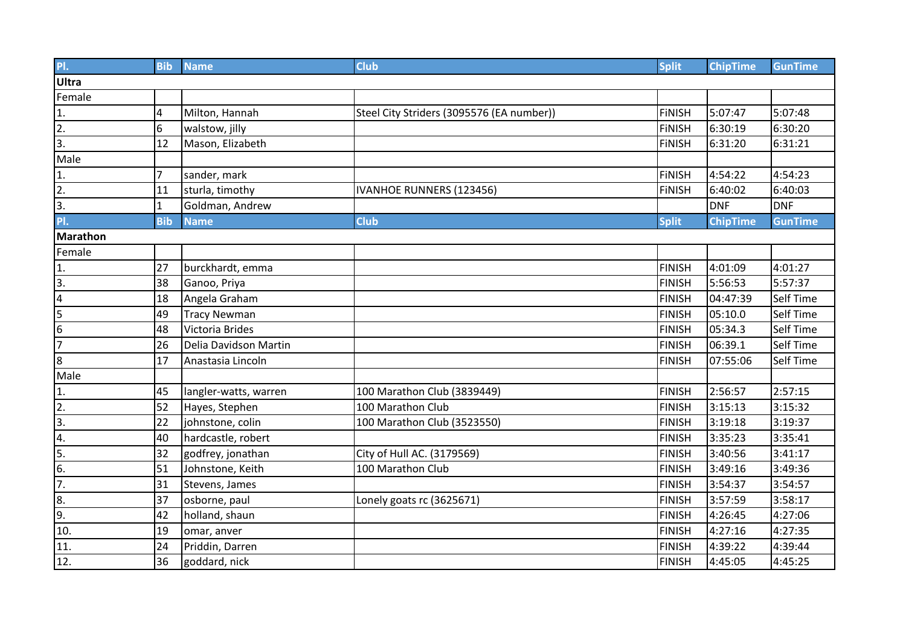| Pl. | Bib | Name | Club | Split | ChipTime | GunTime |
|---|---|---|---|---|---|---|
| **Ultra** | | | | | | |
| Female | | | | | | |
| 1. | 4 | Milton, Hannah | Steel City Striders (3095576 (EA number)) | FiNISH | 5:07:47 | 5:07:48 |
| 2. | 6 | walstow, jilly | | FiNISH | 6:30:19 | 6:30:20 |
| 3. | 12 | Mason, Elizabeth | | FiNISH | 6:31:20 | 6:31:21 |
| Male | | | | | | |
| 1. | 7 | sander, mark | | FiNISH | 4:54:22 | 4:54:23 |
| 2. | 11 | sturla, timothy | IVANHOE RUNNERS (123456) | FiNISH | 6:40:02 | 6:40:03 |
| 3. | 1 | Goldman, Andrew | | | DNF | DNF |
| **Pl.** | **Bib** | **Name** | **Club** | **Split** | **ChipTime** | **GunTime** |
| **Marathon** | | | | | | |
| Female | | | | | | |
| 1. | 27 | burckhardt, emma | | FINISH | 4:01:09 | 4:01:27 |
| 3. | 38 | Ganoo, Priya | | FINISH | 5:56:53 | 5:57:37 |
| 4 | 18 | Angela Graham | | FINISH | 04:47:39 | Self Time |
| 5 | 49 | Tracy Newman | | FINISH | 05:10.0 | Self Time |
| 6 | 48 | Victoria Brides | | FINISH | 05:34.3 | Self Time |
| 7 | 26 | Delia Davidson Martin | | FINISH | 06:39.1 | Self Time |
| 8 | 17 | Anastasia Lincoln | | FINISH | 07:55:06 | Self Time |
| Male | | | | | | |
| 1. | 45 | langler-watts, warren | 100 Marathon Club (3839449) | FINISH | 2:56:57 | 2:57:15 |
| 2. | 52 | Hayes, Stephen | 100 Marathon Club | FINISH | 3:15:13 | 3:15:32 |
| 3. | 22 | johnstone, colin | 100 Marathon Club (3523550) | FINISH | 3:19:18 | 3:19:37 |
| 4. | 40 | hardcastle, robert | | FINISH | 3:35:23 | 3:35:41 |
| 5. | 32 | godfrey, jonathan | City of Hull AC. (3179569) | FINISH | 3:40:56 | 3:41:17 |
| 6. | 51 | Johnstone, Keith | 100 Marathon Club | FINISH | 3:49:16 | 3:49:36 |
| 7. | 31 | Stevens, James | | FINISH | 3:54:37 | 3:54:57 |
| 8. | 37 | osborne, paul | Lonely goats rc (3625671) | FINISH | 3:57:59 | 3:58:17 |
| 9. | 42 | holland, shaun | | FINISH | 4:26:45 | 4:27:06 |
| 10. | 19 | omar, anver | | FINISH | 4:27:16 | 4:27:35 |
| 11. | 24 | Priddin, Darren | | FINISH | 4:39:22 | 4:39:44 |
| 12. | 36 | goddard, nick | | FINISH | 4:45:05 | 4:45:25 |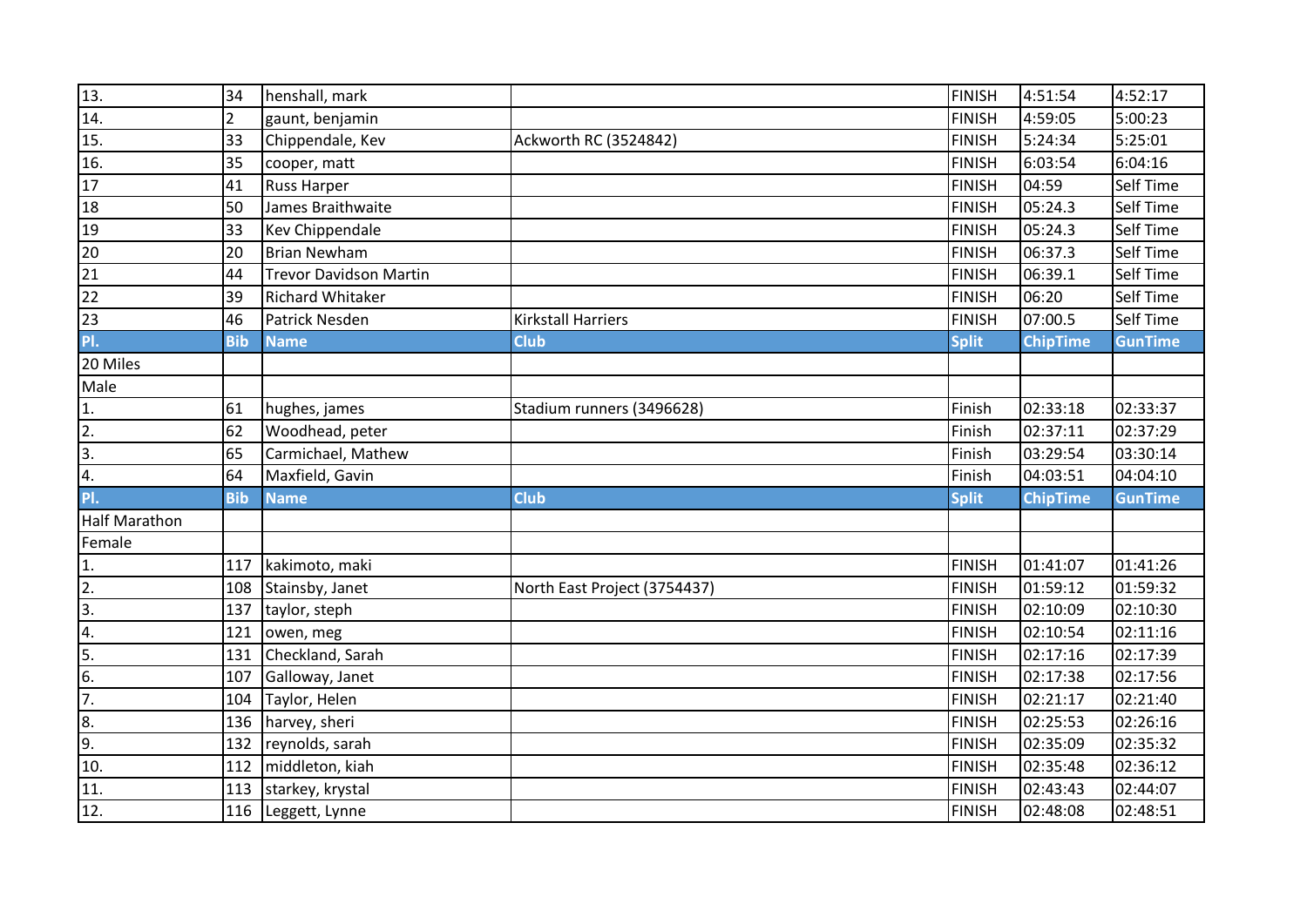| 13. | 34 | henshall, mark | | FINISH | 4:51:54 | 4:52:17 |
|---|---|---|---|---|---|---|
| 14. | 2 | gaunt, benjamin | | FINISH | 4:59:05 | 5:00:23 |
| 15. | 33 | Chippendale, Kev | Ackworth RC (3524842) | FINISH | 5:24:34 | 5:25:01 |
| 16. | 35 | cooper, matt | | FINISH | 6:03:54 | 6:04:16 |
| 17 | 41 | Russ Harper | | FINISH | 04:59 | Self Time |
| 18 | 50 | James Braithwaite | | FINISH | 05:24.3 | Self Time |
| 19 | 33 | Kev Chippendale | | FINISH | 05:24.3 | Self Time |
| 20 | 20 | Brian Newham | | FINISH | 06:37.3 | Self Time |
| 21 | 44 | Trevor Davidson Martin | | FINISH | 06:39.1 | Self Time |
| 22 | 39 | Richard Whitaker | | FINISH | 06:20 | Self Time |
| 23 | 46 | Patrick Nesden | Kirkstall Harriers | FINISH | 07:00.5 | Self Time |

| Pl. | Bib | Name | Club | Split | ChipTime | GunTime |
|---|---|---|---|---|---|---|
| 20 Miles | | | | | | |
| Male | | | | | | |
| 1. | 61 | hughes, james | Stadium runners (3496628) | Finish | 02:33:18 | 02:33:37 |
| 2. | 62 | Woodhead, peter | | Finish | 02:37:11 | 02:37:29 |
| 3. | 65 | Carmichael, Mathew | | Finish | 03:29:54 | 03:30:14 |
| 4. | 64 | Maxfield, Gavin | | Finish | 04:03:51 | 04:04:10 |

| Pl. | Bib | Name | Club | Split | ChipTime | GunTime |
|---|---|---|---|---|---|---|
| Half Marathon | | | | | | |
| Female | | | | | | |
| 1. | 117 | kakimoto, maki | | FINISH | 01:41:07 | 01:41:26 |
| 2. | 108 | Stainsby, Janet | North East Project (3754437) | FINISH | 01:59:12 | 01:59:32 |
| 3. | 137 | taylor, steph | | FINISH | 02:10:09 | 02:10:30 |
| 4. | 121 | owen, meg | | FINISH | 02:10:54 | 02:11:16 |
| 5. | 131 | Checkland, Sarah | | FINISH | 02:17:16 | 02:17:39 |
| 6. | 107 | Galloway, Janet | | FINISH | 02:17:38 | 02:17:56 |
| 7. | 104 | Taylor, Helen | | FINISH | 02:21:17 | 02:21:40 |
| 8. | 136 | harvey, sheri | | FINISH | 02:25:53 | 02:26:16 |
| 9. | 132 | reynolds, sarah | | FINISH | 02:35:09 | 02:35:32 |
| 10. | 112 | middleton, kiah | | FINISH | 02:35:48 | 02:36:12 |
| 11. | 113 | starkey, krystal | | FINISH | 02:43:43 | 02:44:07 |
| 12. | 116 | Leggett, Lynne | | FINISH | 02:48:08 | 02:48:51 |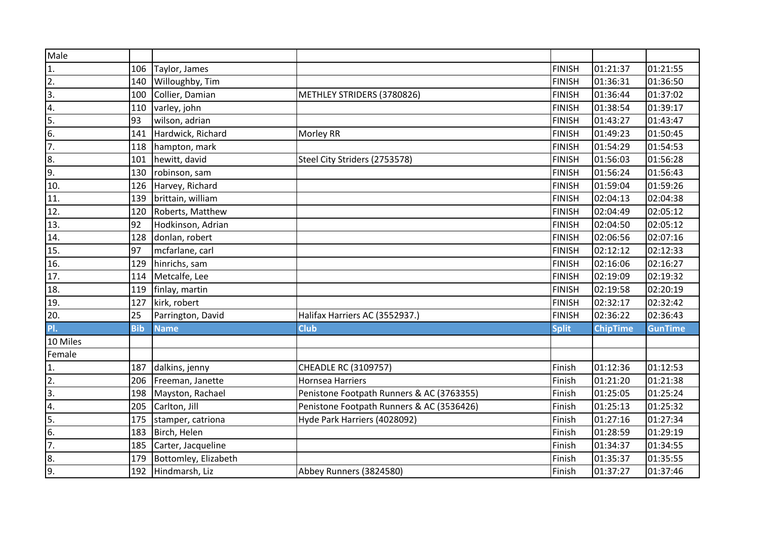| Male | | | | | | |
|---|---|---|---|---|---|---|
| 1. | 106 | Taylor, James | | FINISH | 01:21:37 | 01:21:55 |
| 2. | 140 | Willoughby, Tim | | FINISH | 01:36:31 | 01:36:50 |
| 3. | 100 | Collier, Damian | METHLEY STRIDERS (3780826) | FINISH | 01:36:44 | 01:37:02 |
| 4. | 110 | varley, john | | FINISH | 01:38:54 | 01:39:17 |
| 5. | 93 | wilson, adrian | | FINISH | 01:43:27 | 01:43:47 |
| 6. | 141 | Hardwick, Richard | Morley RR | FINISH | 01:49:23 | 01:50:45 |
| 7. | 118 | hampton, mark | | FINISH | 01:54:29 | 01:54:53 |
| 8. | 101 | hewitt, david | Steel City Striders (2753578) | FINISH | 01:56:03 | 01:56:28 |
| 9. | 130 | robinson, sam | | FINISH | 01:56:24 | 01:56:43 |
| 10. | 126 | Harvey, Richard | | FINISH | 01:59:04 | 01:59:26 |
| 11. | 139 | brittain, william | | FINISH | 02:04:13 | 02:04:38 |
| 12. | 120 | Roberts, Matthew | | FINISH | 02:04:49 | 02:05:12 |
| 13. | 92 | Hodkinson, Adrian | | FINISH | 02:04:50 | 02:05:12 |
| 14. | 128 | donlan, robert | | FINISH | 02:06:56 | 02:07:16 |
| 15. | 97 | mcfarlane, carl | | FINISH | 02:12:12 | 02:12:33 |
| 16. | 129 | hinrichs, sam | | FINISH | 02:16:06 | 02:16:27 |
| 17. | 114 | Metcalfe, Lee | | FINISH | 02:19:09 | 02:19:32 |
| 18. | 119 | finlay, martin | | FINISH | 02:19:58 | 02:20:19 |
| 19. | 127 | kirk, robert | | FINISH | 02:32:17 | 02:32:42 |
| 20. | 25 | Parrington, David | Halifax Harriers AC (3552937.) | FINISH | 02:36:22 | 02:36:43 |

| Pl. | Bib | Name | Club | Split | ChipTime | GunTime |
|---|---|---|---|---|---|---|
| 10 Miles | | | | | | |
| Female | | | | | | |
| 1. | 187 | dalkins, jenny | CHEADLE RC (3109757) | Finish | 01:12:36 | 01:12:53 |
| 2. | 206 | Freeman, Janette | Hornsea Harriers | Finish | 01:21:20 | 01:21:38 |
| 3. | 198 | Mayston, Rachael | Penistone Footpath Runners & AC (3763355) | Finish | 01:25:05 | 01:25:24 |
| 4. | 205 | Carlton, Jill | Penistone Footpath Runners & AC (3536426) | Finish | 01:25:13 | 01:25:32 |
| 5. | 175 | stamper, catriona | Hyde Park Harriers (4028092) | Finish | 01:27:16 | 01:27:34 |
| 6. | 183 | Birch, Helen | | Finish | 01:28:59 | 01:29:19 |
| 7. | 185 | Carter, Jacqueline | | Finish | 01:34:37 | 01:34:55 |
| 8. | 179 | Bottomley, Elizabeth | | Finish | 01:35:37 | 01:35:55 |
| 9. | 192 | Hindmarsh, Liz | Abbey Runners (3824580) | Finish | 01:37:27 | 01:37:46 |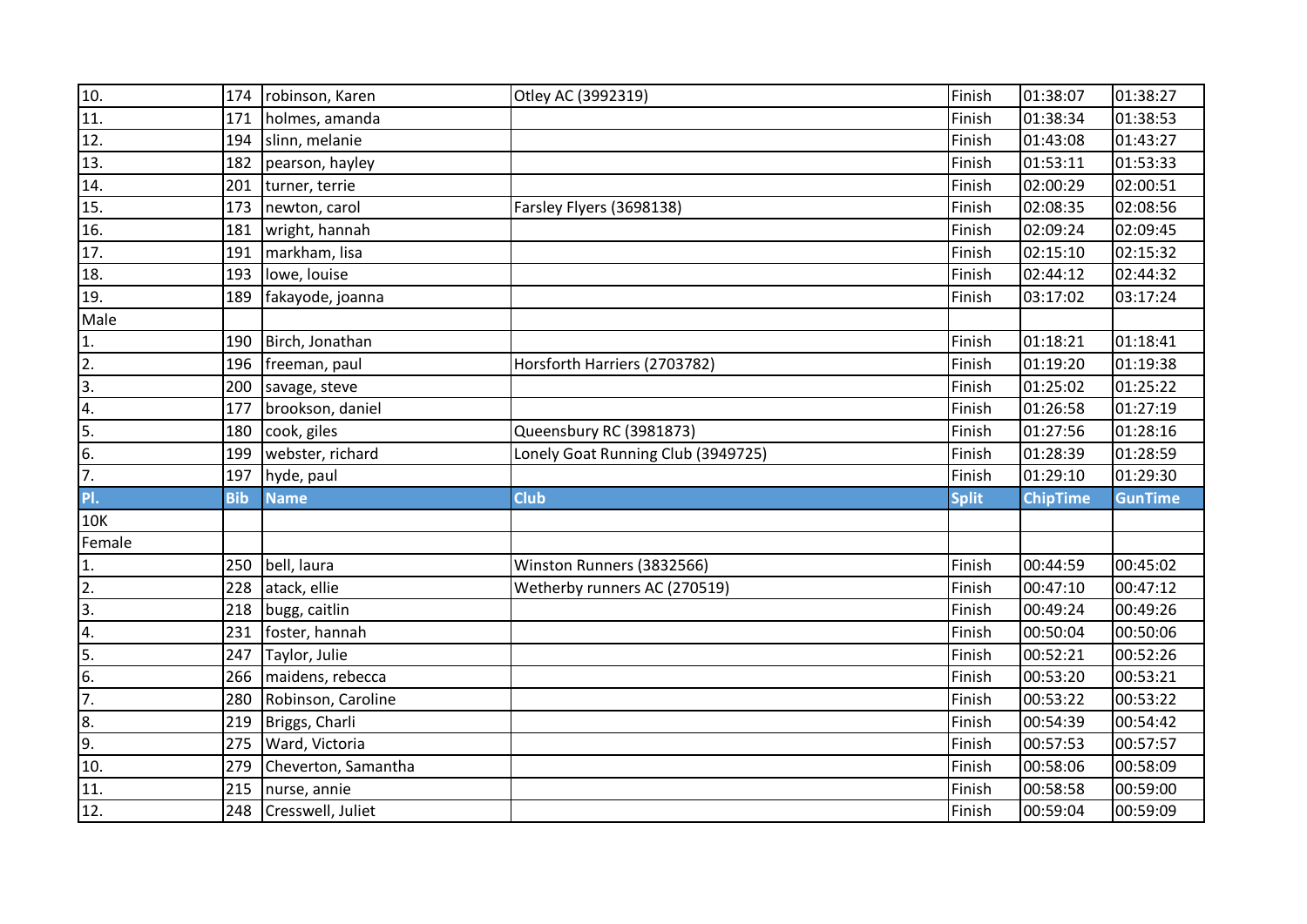| 10. | 174 | robinson, Karen | Otley AC (3992319) | Finish | 01:38:07 | 01:38:27 |
|---|---|---|---|---|---|---|
| 11. | 171 | holmes, amanda | | Finish | 01:38:34 | 01:38:53 |
| 12. | 194 | slinn, melanie | | Finish | 01:43:08 | 01:43:27 |
| 13. | 182 | pearson, hayley | | Finish | 01:53:11 | 01:53:33 |
| 14. | 201 | turner, terrie | | Finish | 02:00:29 | 02:00:51 |
| 15. | 173 | newton, carol | Farsley Flyers (3698138) | Finish | 02:08:35 | 02:08:56 |
| 16. | 181 | wright, hannah | | Finish | 02:09:24 | 02:09:45 |
| 17. | 191 | markham, lisa | | Finish | 02:15:10 | 02:15:32 |
| 18. | 193 | lowe, louise | | Finish | 02:44:12 | 02:44:32 |
| 19. | 189 | fakayode, joanna | | Finish | 03:17:02 | 03:17:24 |
| Male | | | | | | |
| 1. | 190 | Birch, Jonathan | | Finish | 01:18:21 | 01:18:41 |
| 2. | 196 | freeman, paul | Horsforth Harriers (2703782) | Finish | 01:19:20 | 01:19:38 |
| 3. | 200 | savage, steve | | Finish | 01:25:02 | 01:25:22 |
| 4. | 177 | brookson, daniel | | Finish | 01:26:58 | 01:27:19 |
| 5. | 180 | cook, giles | Queensbury RC (3981873) | Finish | 01:27:56 | 01:28:16 |
| 6. | 199 | webster, richard | Lonely Goat Running Club (3949725) | Finish | 01:28:39 | 01:28:59 |
| 7. | 197 | hyde, paul | | Finish | 01:29:10 | 01:29:30 |

| Pl. | Bib | Name | Club | Split | ChipTime | GunTime |
|---|---|---|---|---|---|---|
| 10K | | | | | | |
| Female | | | | | | |
| 1. | 250 | bell, laura | Winston Runners (3832566) | Finish | 00:44:59 | 00:45:02 |
| 2. | 228 | atack, ellie | Wetherby runners AC (270519) | Finish | 00:47:10 | 00:47:12 |
| 3. | 218 | bugg, caitlin | | Finish | 00:49:24 | 00:49:26 |
| 4. | 231 | foster, hannah | | Finish | 00:50:04 | 00:50:06 |
| 5. | 247 | Taylor, Julie | | Finish | 00:52:21 | 00:52:26 |
| 6. | 266 | maidens, rebecca | | Finish | 00:53:20 | 00:53:21 |
| 7. | 280 | Robinson, Caroline | | Finish | 00:53:22 | 00:53:22 |
| 8. | 219 | Briggs, Charli | | Finish | 00:54:39 | 00:54:42 |
| 9. | 275 | Ward, Victoria | | Finish | 00:57:53 | 00:57:57 |
| 10. | 279 | Cheverton, Samantha | | Finish | 00:58:06 | 00:58:09 |
| 11. | 215 | nurse, annie | | Finish | 00:58:58 | 00:59:00 |
| 12. | 248 | Cresswell, Juliet | | Finish | 00:59:04 | 00:59:09 |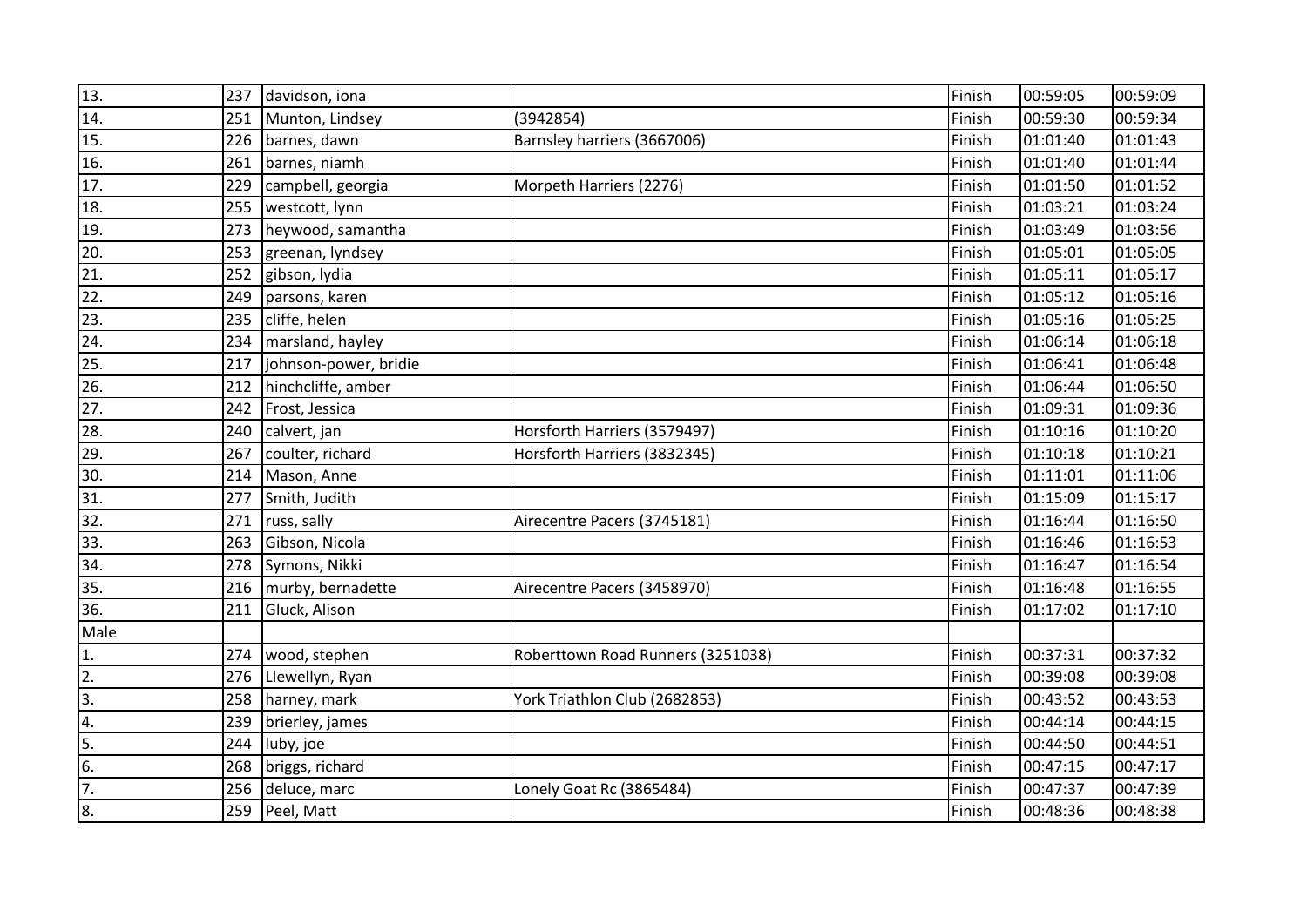| 13. | 237 | davidson, iona | | Finish | 00:59:05 | 00:59:09 |
|---|---|---|---|---|---|---|
| 14. | 251 | Munton, Lindsey | (3942854) | Finish | 00:59:30 | 00:59:34 |
| 15. | 226 | barnes, dawn | Barnsley harriers (3667006) | Finish | 01:01:40 | 01:01:43 |
| 16. | 261 | barnes, niamh | | Finish | 01:01:40 | 01:01:44 |
| 17. | 229 | campbell, georgia | Morpeth Harriers (2276) | Finish | 01:01:50 | 01:01:52 |
| 18. | 255 | westcott, lynn | | Finish | 01:03:21 | 01:03:24 |
| 19. | 273 | heywood, samantha | | Finish | 01:03:49 | 01:03:56 |
| 20. | 253 | greenan, lyndsey | | Finish | 01:05:01 | 01:05:05 |
| 21. | 252 | gibson, lydia | | Finish | 01:05:11 | 01:05:17 |
| 22. | 249 | parsons, karen | | Finish | 01:05:12 | 01:05:16 |
| 23. | 235 | cliffe, helen | | Finish | 01:05:16 | 01:05:25 |
| 24. | 234 | marsland, hayley | | Finish | 01:06:14 | 01:06:18 |
| 25. | 217 | johnson-power, bridie | | Finish | 01:06:41 | 01:06:48 |
| 26. | 212 | hinchcliffe, amber | | Finish | 01:06:44 | 01:06:50 |
| 27. | 242 | Frost, Jessica | | Finish | 01:09:31 | 01:09:36 |
| 28. | 240 | calvert, jan | Horsforth Harriers (3579497) | Finish | 01:10:16 | 01:10:20 |
| 29. | 267 | coulter, richard | Horsforth Harriers (3832345) | Finish | 01:10:18 | 01:10:21 |
| 30. | 214 | Mason, Anne | | Finish | 01:11:01 | 01:11:06 |
| 31. | 277 | Smith, Judith | | Finish | 01:15:09 | 01:15:17 |
| 32. | 271 | russ, sally | Airecentre Pacers (3745181) | Finish | 01:16:44 | 01:16:50 |
| 33. | 263 | Gibson, Nicola | | Finish | 01:16:46 | 01:16:53 |
| 34. | 278 | Symons, Nikki | | Finish | 01:16:47 | 01:16:54 |
| 35. | 216 | murby, bernadette | Airecentre Pacers (3458970) | Finish | 01:16:48 | 01:16:55 |
| 36. | 211 | Gluck, Alison | | Finish | 01:17:02 | 01:17:10 |
| Male | | | | | | |
| 1. | 274 | wood, stephen | Roberttown Road Runners (3251038) | Finish | 00:37:31 | 00:37:32 |
| 2. | 276 | Llewellyn, Ryan | | Finish | 00:39:08 | 00:39:08 |
| 3. | 258 | harney, mark | York Triathlon Club (2682853) | Finish | 00:43:52 | 00:43:53 |
| 4. | 239 | brierley, james | | Finish | 00:44:14 | 00:44:15 |
| 5. | 244 | luby, joe | | Finish | 00:44:50 | 00:44:51 |
| 6. | 268 | briggs, richard | | Finish | 00:47:15 | 00:47:17 |
| 7. | 256 | deluce, marc | Lonely Goat Rc (3865484) | Finish | 00:47:37 | 00:47:39 |
| 8. | 259 | Peel, Matt | | Finish | 00:48:36 | 00:48:38 |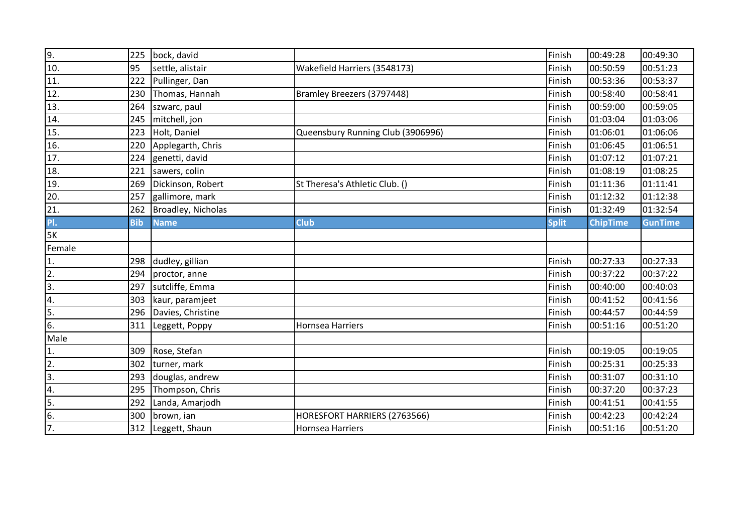| | | | | | | |
|---|---|---|---|---|---|---|
| 9. | 225 | bock, david | | Finish | 00:49:28 | 00:49:30 |
| 10. | 95 | settle, alistair | Wakefield Harriers (3548173) | Finish | 00:50:59 | 00:51:23 |
| 11. | 222 | Pullinger, Dan | | Finish | 00:53:36 | 00:53:37 |
| 12. | 230 | Thomas, Hannah | Bramley Breezers (3797448) | Finish | 00:58:40 | 00:58:41 |
| 13. | 264 | szwarc, paul | | Finish | 00:59:00 | 00:59:05 |
| 14. | 245 | mitchell, jon | | Finish | 01:03:04 | 01:03:06 |
| 15. | 223 | Holt, Daniel | Queensbury Running Club (3906996) | Finish | 01:06:01 | 01:06:06 |
| 16. | 220 | Applegarth, Chris | | Finish | 01:06:45 | 01:06:51 |
| 17. | 224 | genetti, david | | Finish | 01:07:12 | 01:07:21 |
| 18. | 221 | sawers, colin | | Finish | 01:08:19 | 01:08:25 |
| 19. | 269 | Dickinson, Robert | St Theresa's Athletic Club. () | Finish | 01:11:36 | 01:11:41 |
| 20. | 257 | gallimore, mark | | Finish | 01:12:32 | 01:12:38 |
| 21. | 262 | Broadley, Nicholas | | Finish | 01:32:49 | 01:32:54 |
| **Pl.** | **Bib** | **Name** | **Club** | **Split** | **ChipTime** | **GunTime** |
| 5K | | | | | | |
| Female | | | | | | |
| 1. | 298 | dudley, gillian | | Finish | 00:27:33 | 00:27:33 |
| 2. | 294 | proctor, anne | | Finish | 00:37:22 | 00:37:22 |
| 3. | 297 | sutcliffe, Emma | | Finish | 00:40:00 | 00:40:03 |
| 4. | 303 | kaur, paramjeet | | Finish | 00:41:52 | 00:41:56 |
| 5. | 296 | Davies, Christine | | Finish | 00:44:57 | 00:44:59 |
| 6. | 311 | Leggett, Poppy | Hornsea Harriers | Finish | 00:51:16 | 00:51:20 |
| Male | | | | | | |
| 1. | 309 | Rose, Stefan | | Finish | 00:19:05 | 00:19:05 |
| 2. | 302 | turner, mark | | Finish | 00:25:31 | 00:25:33 |
| 3. | 293 | douglas, andrew | | Finish | 00:31:07 | 00:31:10 |
| 4. | 295 | Thompson, Chris | | Finish | 00:37:20 | 00:37:23 |
| 5. | 292 | Landa, Amarjodh | | Finish | 00:41:51 | 00:41:55 |
| 6. | 300 | brown, ian | HORESFORT HARRIERS (2763566) | Finish | 00:42:23 | 00:42:24 |
| 7. | 312 | Leggett, Shaun | Hornsea Harriers | Finish | 00:51:16 | 00:51:20 |